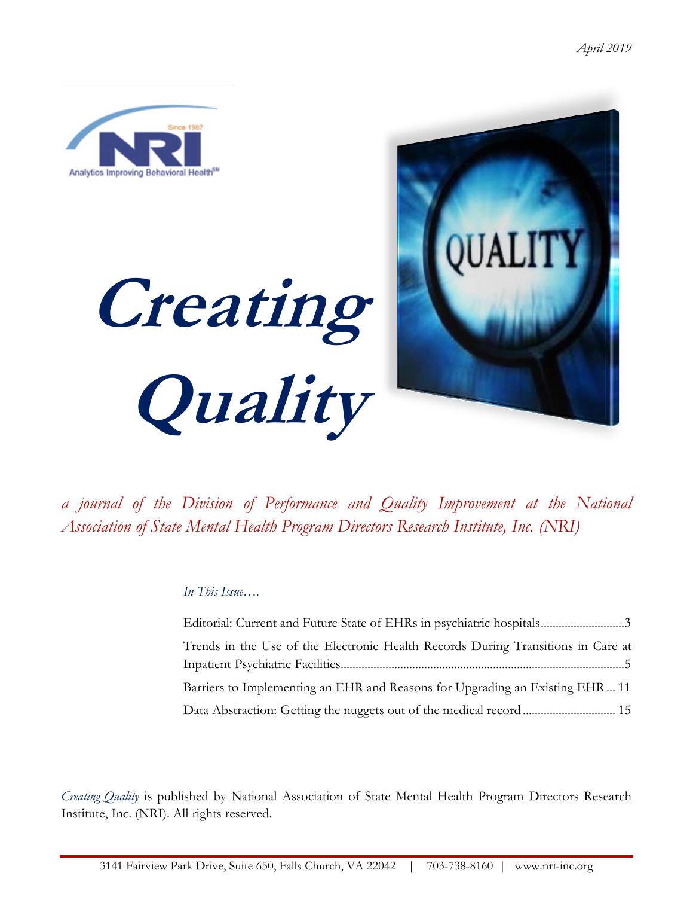April 2019

# Creating Quality

*a journal of the Division of Performance and Quality Improvement at the National Association of State Mental Health Program Directors Research Institute, Inc. (NRI)*

*In This Issue….*

Editorial: Current and Future State of EHRs in psychiatric hospitals............................3

Trends in the Use of the Electronic Health Records During Transitions in Care at Inpatient Psychiatric Facilities..............................................................................................5

Barriers to Implementing an EHR and Reasons for Upgrading an Existing EHR... 11

Data Abstraction: Getting the nuggets out of the medical record.............................. 15

*Creating Quality* is published by National Association of State Mental Health Program Directors Research Institute, Inc. (NRI). All rights reserved.

3141 Fairview Park Drive, Suite 650, Falls Church, VA 22042 | 703-738-8160 | www.nri-inc.org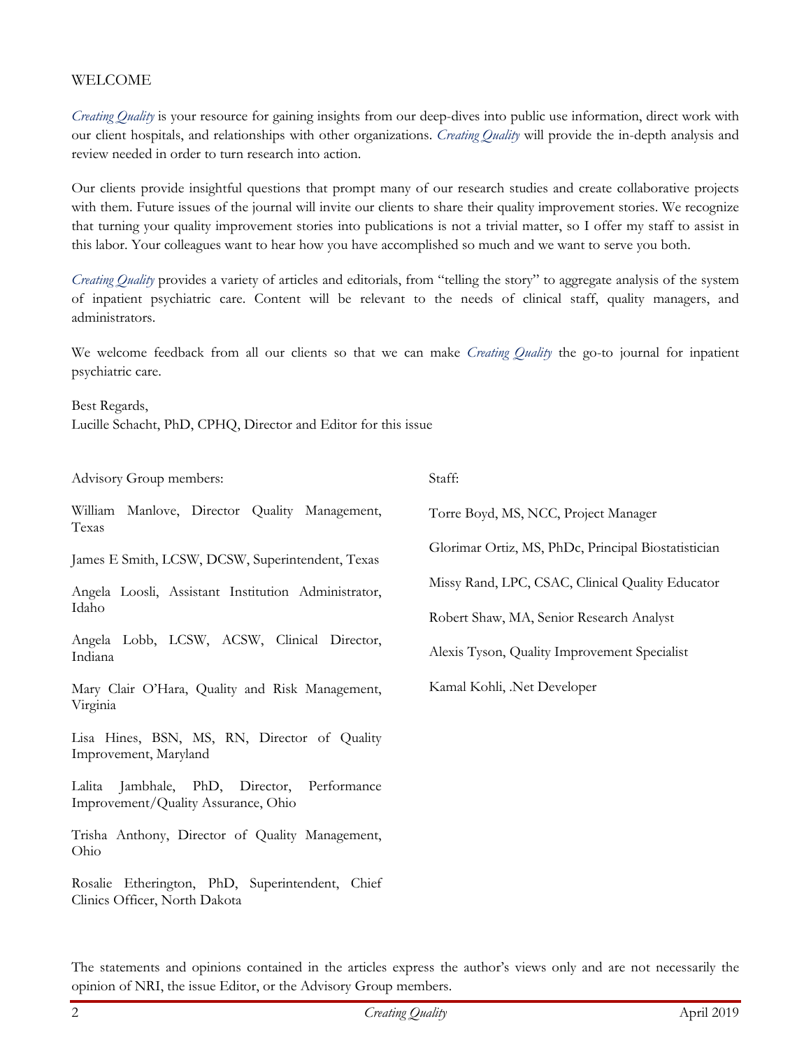## WELCOME

*Creating Quality* is your resource for gaining insights from our deep-dives into public use information, direct work with our client hospitals, and relationships with other organizations. *Creating Quality* will provide the in-depth analysis and review needed in order to turn research into action.

Our clients provide insightful questions that prompt many of our research studies and create collaborative projects with them. Future issues of the journal will invite our clients to share their quality improvement stories. We recognize that turning your quality improvement stories into publications is not a trivial matter, so I offer my staff to assist in this labor. Your colleagues want to hear how you have accomplished so much and we want to serve you both.

*Creating Quality* provides a variety of articles and editorials, from "telling the story" to aggregate analysis of the system of inpatient psychiatric care. Content will be relevant to the needs of clinical staff, quality managers, and administrators.

We welcome feedback from all our clients so that we can make *Creating Quality* the go-to journal for inpatient psychiatric care.

Best Regards,
Lucille Schacht, PhD, CPHQ, Director and Editor for this issue

Advisory Group members:

William Manlove, Director Quality Management, Texas

James E Smith, LCSW, DCSW, Superintendent, Texas

Angela Loosli, Assistant Institution Administrator, Idaho

Angela Lobb, LCSW, ACSW, Clinical Director, Indiana

Mary Clair O'Hara, Quality and Risk Management, Virginia

Lisa Hines, BSN, MS, RN, Director of Quality Improvement, Maryland

Lalita Jambhale, PhD, Director, Performance Improvement/Quality Assurance, Ohio

Trisha Anthony, Director of Quality Management, Ohio

Rosalie Etherington, PhD, Superintendent, Chief Clinics Officer, North Dakota

Staff:

Torre Boyd, MS, NCC, Project Manager

Glorimar Ortiz, MS, PhDc, Principal Biostatistician

Missy Rand, LPC, CSAC, Clinical Quality Educator

Robert Shaw, MA, Senior Research Analyst

Alexis Tyson, Quality Improvement Specialist

Kamal Kohli, .Net Developer

The statements and opinions contained in the articles express the author's views only and are not necessarily the opinion of NRI, the issue Editor, or the Advisory Group members.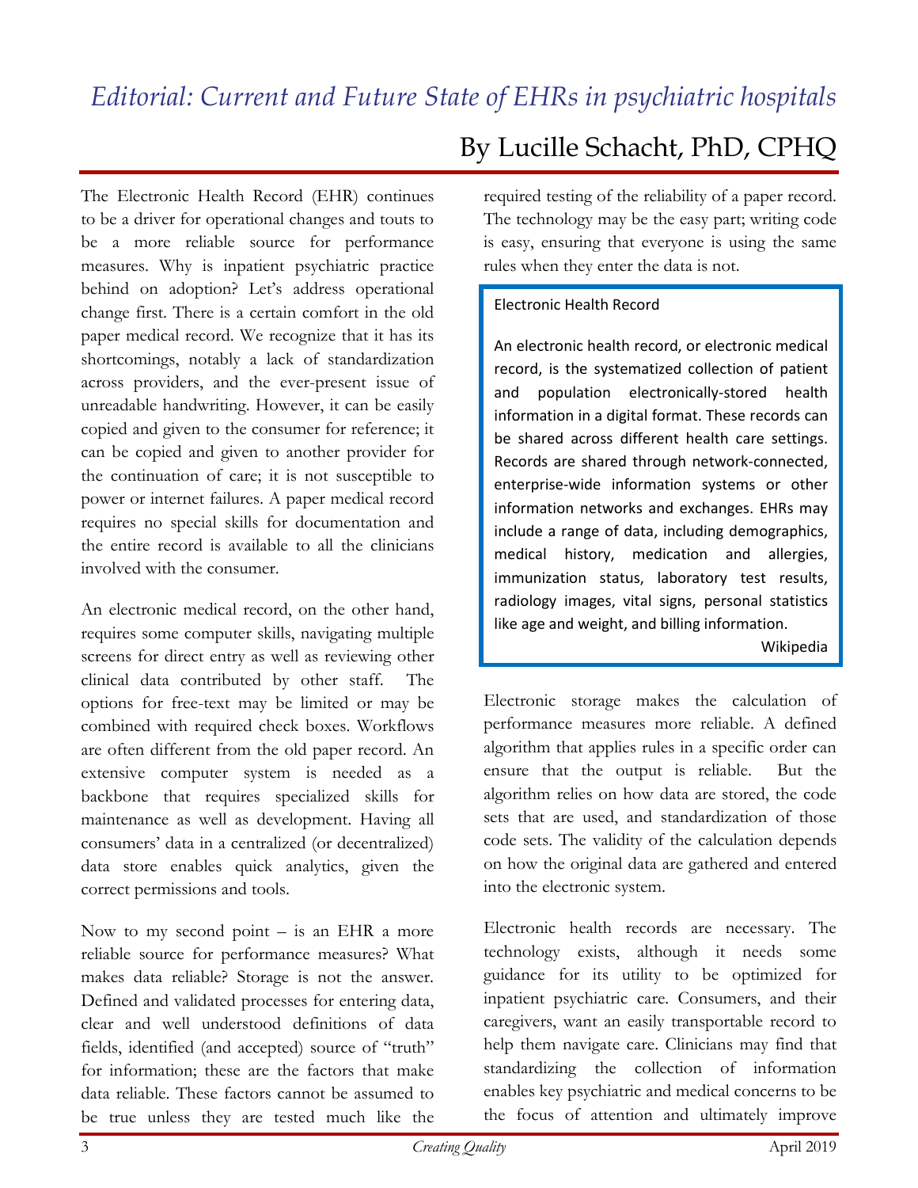# *Editorial: Current and Future State of EHRs in psychiatric hospitals*

## By Lucille Schacht, PhD, CPHQ

The Electronic Health Record (EHR) continues to be a driver for operational changes and touts to be a more reliable source for performance measures. Why is inpatient psychiatric practice behind on adoption? Let's address operational change first. There is a certain comfort in the old paper medical record. We recognize that it has its shortcomings, notably a lack of standardization across providers, and the ever-present issue of unreadable handwriting. However, it can be easily copied and given to the consumer for reference; it can be copied and given to another provider for the continuation of care; it is not susceptible to power or internet failures. A paper medical record requires no special skills for documentation and the entire record is available to all the clinicians involved with the consumer.

An electronic medical record, on the other hand, requires some computer skills, navigating multiple screens for direct entry as well as reviewing other clinical data contributed by other staff. The options for free-text may be limited or may be combined with required check boxes. Workflows are often different from the old paper record. An extensive computer system is needed as a backbone that requires specialized skills for maintenance as well as development. Having all consumers' data in a centralized (or decentralized) data store enables quick analytics, given the correct permissions and tools.

Now to my second point – is an EHR a more reliable source for performance measures? What makes data reliable? Storage is not the answer. Defined and validated processes for entering data, clear and well understood definitions of data fields, identified (and accepted) source of "truth" for information; these are the factors that make data reliable. These factors cannot be assumed to be true unless they are tested much like the required testing of the reliability of a paper record. The technology may be the easy part; writing code is easy, ensuring that everyone is using the same rules when they enter the data is not.

> Electronic Health Record
>
> An electronic health record, or electronic medical record, is the systematized collection of patient and population electronically-stored health information in a digital format. These records can be shared across different health care settings. Records are shared through network-connected, enterprise-wide information systems or other information networks and exchanges. EHRs may include a range of data, including demographics, medical history, medication and allergies, immunization status, laboratory test results, radiology images, vital signs, personal statistics like age and weight, and billing information.
>
> Wikipedia

Electronic storage makes the calculation of performance measures more reliable. A defined algorithm that applies rules in a specific order can ensure that the output is reliable. But the algorithm relies on how data are stored, the code sets that are used, and standardization of those code sets. The validity of the calculation depends on how the original data are gathered and entered into the electronic system.

Electronic health records are necessary. The technology exists, although it needs some guidance for its utility to be optimized for inpatient psychiatric care. Consumers, and their caregivers, want an easily transportable record to help them navigate care. Clinicians may find that standardizing the collection of information enables key psychiatric and medical concerns to be the focus of attention and ultimately improve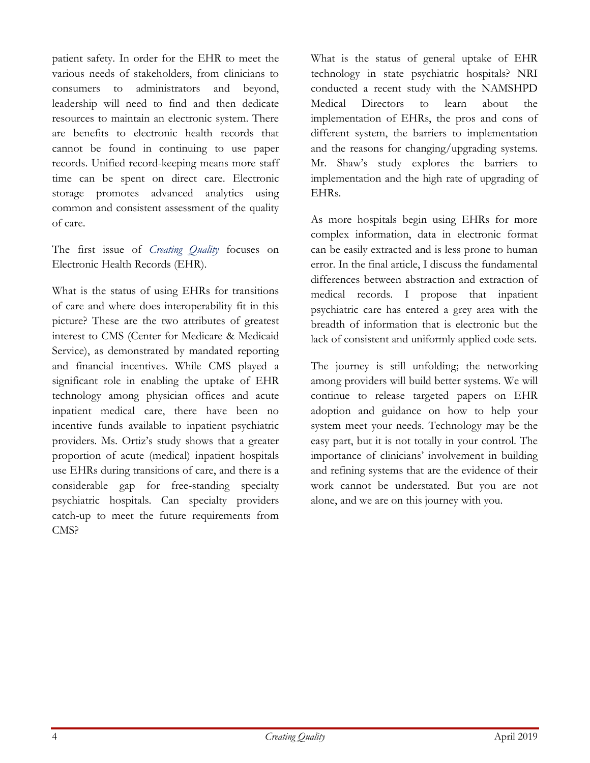patient safety. In order for the EHR to meet the various needs of stakeholders, from clinicians to consumers to administrators and beyond, leadership will need to find and then dedicate resources to maintain an electronic system. There are benefits to electronic health records that cannot be found in continuing to use paper records. Unified record-keeping means more staff time can be spent on direct care. Electronic storage promotes advanced analytics using common and consistent assessment of the quality of care.

The first issue of *Creating Quality* focuses on Electronic Health Records (EHR).

What is the status of using EHRs for transitions of care and where does interoperability fit in this picture? These are the two attributes of greatest interest to CMS (Center for Medicare & Medicaid Service), as demonstrated by mandated reporting and financial incentives. While CMS played a significant role in enabling the uptake of EHR technology among physician offices and acute inpatient medical care, there have been no incentive funds available to inpatient psychiatric providers. Ms. Ortiz's study shows that a greater proportion of acute (medical) inpatient hospitals use EHRs during transitions of care, and there is a considerable gap for free-standing specialty psychiatric hospitals. Can specialty providers catch-up to meet the future requirements from CMS?

What is the status of general uptake of EHR technology in state psychiatric hospitals? NRI conducted a recent study with the NAMSHPD Medical Directors to learn about the implementation of EHRs, the pros and cons of different system, the barriers to implementation and the reasons for changing/upgrading systems. Mr. Shaw's study explores the barriers to implementation and the high rate of upgrading of EHRs.

As more hospitals begin using EHRs for more complex information, data in electronic format can be easily extracted and is less prone to human error. In the final article, I discuss the fundamental differences between abstraction and extraction of medical records. I propose that inpatient psychiatric care has entered a grey area with the breadth of information that is electronic but the lack of consistent and uniformly applied code sets.

The journey is still unfolding; the networking among providers will build better systems. We will continue to release targeted papers on EHR adoption and guidance on how to help your system meet your needs. Technology may be the easy part, but it is not totally in your control. The importance of clinicians' involvement in building and refining systems that are the evidence of their work cannot be understated. But you are not alone, and we are on this journey with you.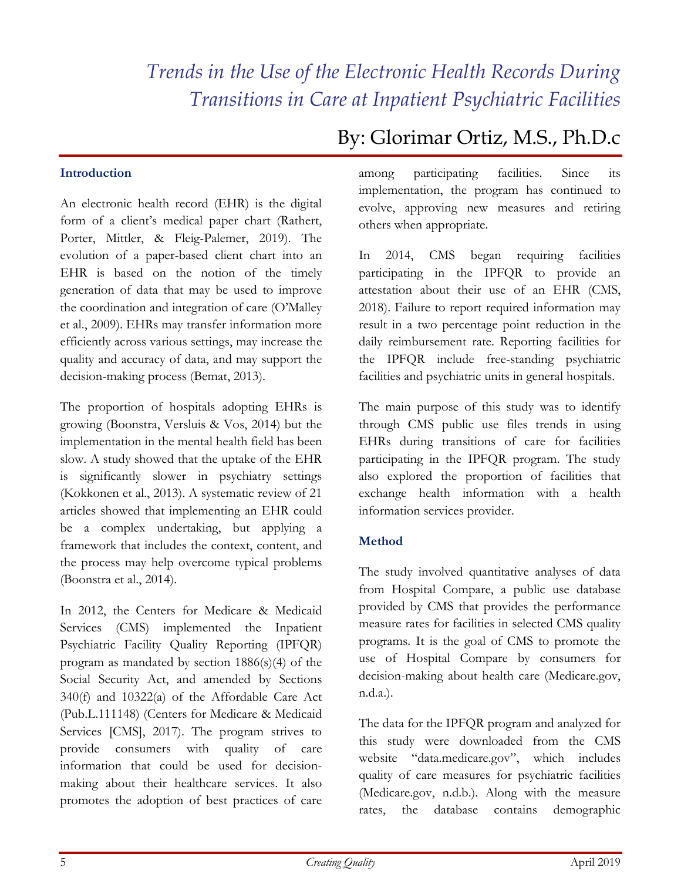# *Trends in the Use of the Electronic Health Records During Transitions in Care at Inpatient Psychiatric Facilities*

By: Glorimar Ortiz, M.S., Ph.D.c

## Introduction

An electronic health record (EHR) is the digital form of a client's medical paper chart (Rathert, Porter, Mittler, & Fleig-Palemer, 2019). The evolution of a paper-based client chart into an EHR is based on the notion of the timely generation of data that may be used to improve the coordination and integration of care (O'Malley et al., 2009). EHRs may transfer information more efficiently across various settings, may increase the quality and accuracy of data, and may support the decision-making process (Bemat, 2013).

The proportion of hospitals adopting EHRs is growing (Boonstra, Versluis & Vos, 2014) but the implementation in the mental health field has been slow. A study showed that the uptake of the EHR is significantly slower in psychiatry settings (Kokkonen et al., 2013). A systematic review of 21 articles showed that implementing an EHR could be a complex undertaking, but applying a framework that includes the context, content, and the process may help overcome typical problems (Boonstra et al., 2014).

In 2012, the Centers for Medicare & Medicaid Services (CMS) implemented the Inpatient Psychiatric Facility Quality Reporting (IPFQR) program as mandated by section 1886(s)(4) of the Social Security Act, and amended by Sections 340(f) and 10322(a) of the Affordable Care Act (Pub.L.111148) (Centers for Medicare & Medicaid Services [CMS], 2017). The program strives to provide consumers with quality of care information that could be used for decision-making about their healthcare services. It also promotes the adoption of best practices of care among participating facilities. Since its implementation, the program has continued to evolve, approving new measures and retiring others when appropriate.

In 2014, CMS began requiring facilities participating in the IPFQR to provide an attestation about their use of an EHR (CMS, 2018). Failure to report required information may result in a two percentage point reduction in the daily reimbursement rate. Reporting facilities for the IPFQR include free-standing psychiatric facilities and psychiatric units in general hospitals.

The main purpose of this study was to identify through CMS public use files trends in using EHRs during transitions of care for facilities participating in the IPFQR program. The study also explored the proportion of facilities that exchange health information with a health information services provider.

## Method

The study involved quantitative analyses of data from Hospital Compare, a public use database provided by CMS that provides the performance measure rates for facilities in selected CMS quality programs. It is the goal of CMS to promote the use of Hospital Compare by consumers for decision-making about health care (Medicare.gov, n.d.a.).

The data for the IPFQR program and analyzed for this study were downloaded from the CMS website "data.medicare.gov", which includes quality of care measures for psychiatric facilities (Medicare.gov, n.d.b.). Along with the measure rates, the database contains demographic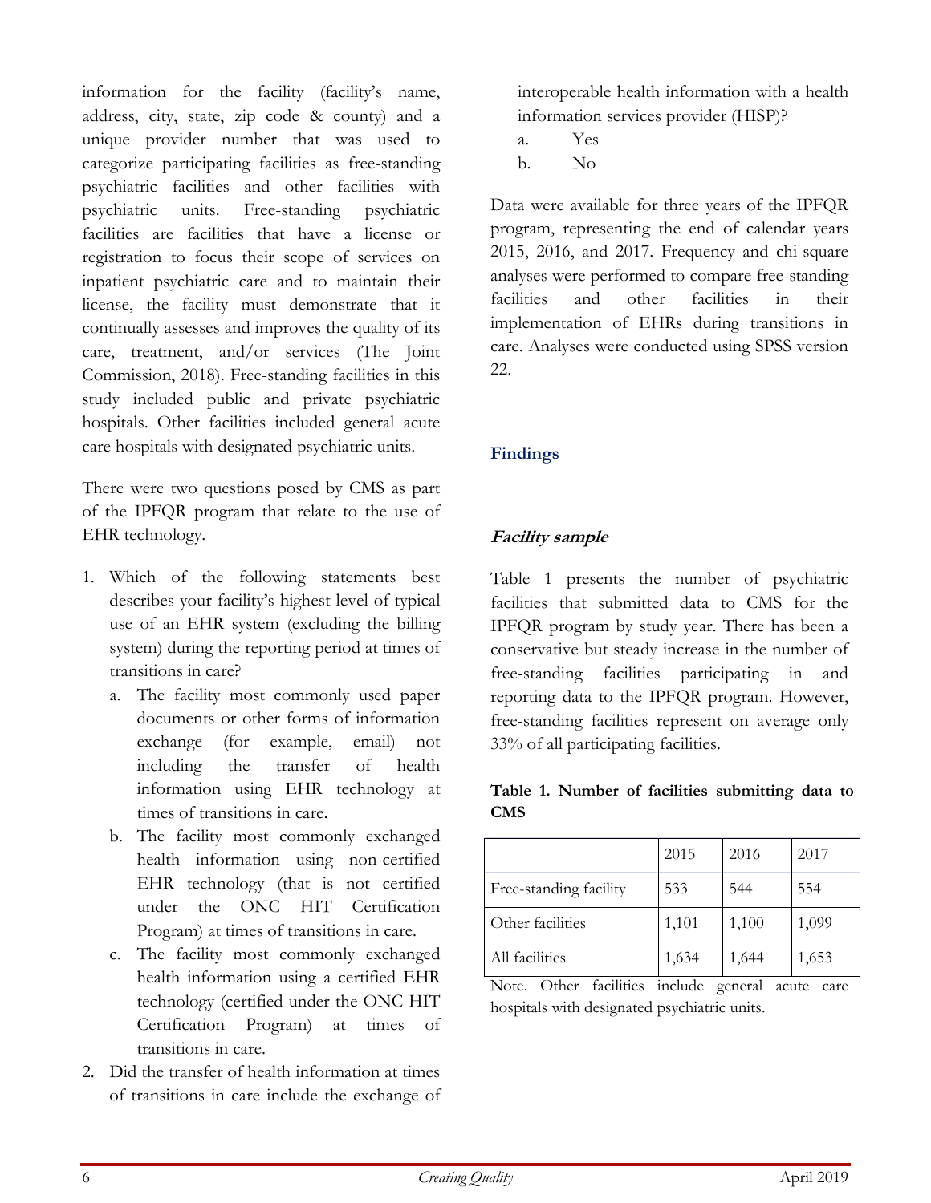information for the facility (facility's name, address, city, state, zip code & county) and a unique provider number that was used to categorize participating facilities as free-standing psychiatric facilities and other facilities with psychiatric units. Free-standing psychiatric facilities are facilities that have a license or registration to focus their scope of services on inpatient psychiatric care and to maintain their license, the facility must demonstrate that it continually assesses and improves the quality of its care, treatment, and/or services (The Joint Commission, 2018). Free-standing facilities in this study included public and private psychiatric hospitals. Other facilities included general acute care hospitals with designated psychiatric units.

There were two questions posed by CMS as part of the IPFQR program that relate to the use of EHR technology.

1. Which of the following statements best describes your facility's highest level of typical use of an EHR system (excluding the billing system) during the reporting period at times of transitions in care?
   a. The facility most commonly used paper documents or other forms of information exchange (for example, email) not including the transfer of health information using EHR technology at times of transitions in care.
   b. The facility most commonly exchanged health information using non-certified EHR technology (that is not certified under the ONC HIT Certification Program) at times of transitions in care.
   c. The facility most commonly exchanged health information using a certified EHR technology (certified under the ONC HIT Certification Program) at times of transitions in care.
2. Did the transfer of health information at times of transitions in care include the exchange of interoperable health information with a health information services provider (HISP)?
   a. Yes
   b. No

Data were available for three years of the IPFQR program, representing the end of calendar years 2015, 2016, and 2017. Frequency and chi-square analyses were performed to compare free-standing facilities and other facilities in their implementation of EHRs during transitions in care. Analyses were conducted using SPSS version 22.

## Findings

### *Facility sample*

Table 1 presents the number of psychiatric facilities that submitted data to CMS for the IPFQR program by study year. There has been a conservative but steady increase in the number of free-standing facilities participating in and reporting data to the IPFQR program. However, free-standing facilities represent on average only 33% of all participating facilities.

**Table 1. Number of facilities submitting data to CMS**

| | 2015 | 2016 | 2017 |
|---|---|---|---|
| Free-standing facility | 533 | 544 | 554 |
| Other facilities | 1,101 | 1,100 | 1,099 |
| All facilities | 1,634 | 1,644 | 1,653 |

Note. Other facilities include general acute care hospitals with designated psychiatric units.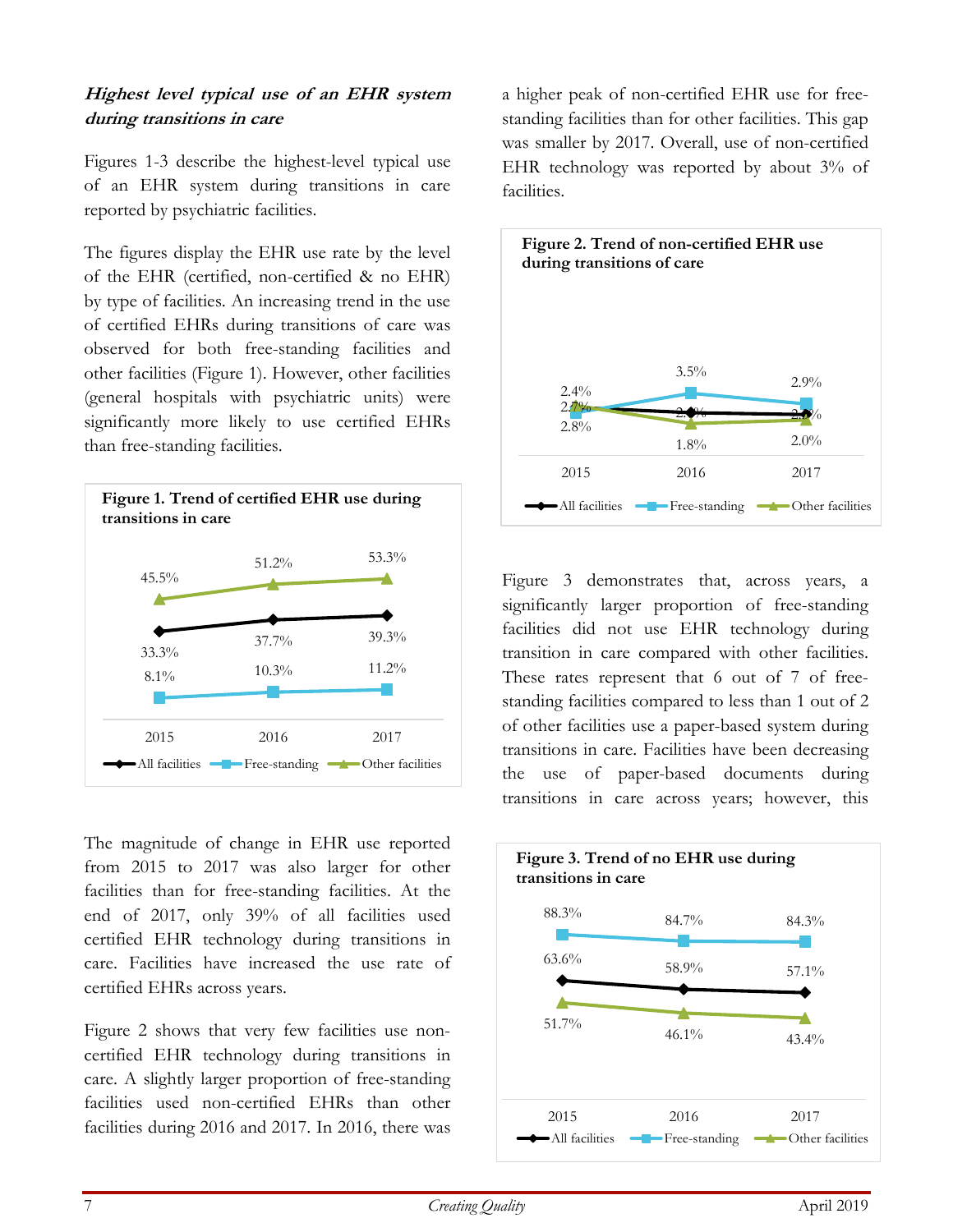***Highest level typical use of an EHR system during transitions in care***

Figures 1-3 describe the highest-level typical use of an EHR system during transitions in care reported by psychiatric facilities.

The figures display the EHR use rate by the level of the EHR (certified, non-certified & no EHR) by type of facilities. An increasing trend in the use of certified EHRs during transitions of care was observed for both free-standing facilities and other facilities (Figure 1). However, other facilities (general hospitals with psychiatric units) were significantly more likely to use certified EHRs than free-standing facilities.

**Figure 1. Trend of certified EHR use during transitions in care**

| | 2015 | 2016 | 2017 |
|---|---|---|---|
| All facilities | 33.3% | 37.7% | 39.3% |
| Free-standing | 8.1% | 10.3% | 11.2% |
| Other facilities | 45.5% | 51.2% | 53.3% |

The magnitude of change in EHR use reported from 2015 to 2017 was also larger for other facilities than for free-standing facilities. At the end of 2017, only 39% of all facilities used certified EHR technology during transitions in care. Facilities have increased the use rate of certified EHRs across years.

Figure 2 shows that very few facilities use non-certified EHR technology during transitions in care. A slightly larger proportion of free-standing facilities used non-certified EHRs than other facilities during 2016 and 2017. In 2016, there was a higher peak of non-certified EHR use for free-standing facilities than for other facilities. This gap was smaller by 2017. Overall, use of non-certified EHR technology was reported by about 3% of facilities.

**Figure 2. Trend of non-certified EHR use during transitions of care**

Figure 3 demonstrates that, across years, a significantly larger proportion of free-standing facilities did not use EHR technology during transition in care compared with other facilities. These rates represent that 6 out of 7 of free-standing facilities compared to less than 1 out of 2 of other facilities use a paper-based system during transitions in care. Facilities have been decreasing the use of paper-based documents during transitions in care across years; however, this

**Figure 3. Trend of no EHR use during transitions in care**

| | 2015 | 2016 | 2017 |
|---|---|---|---|
| All facilities | 63.6% | 58.9% | 57.1% |
| Free-standing | 88.3% | 84.7% | 84.3% |
| Other facilities | 51.7% | 46.1% | 43.4% |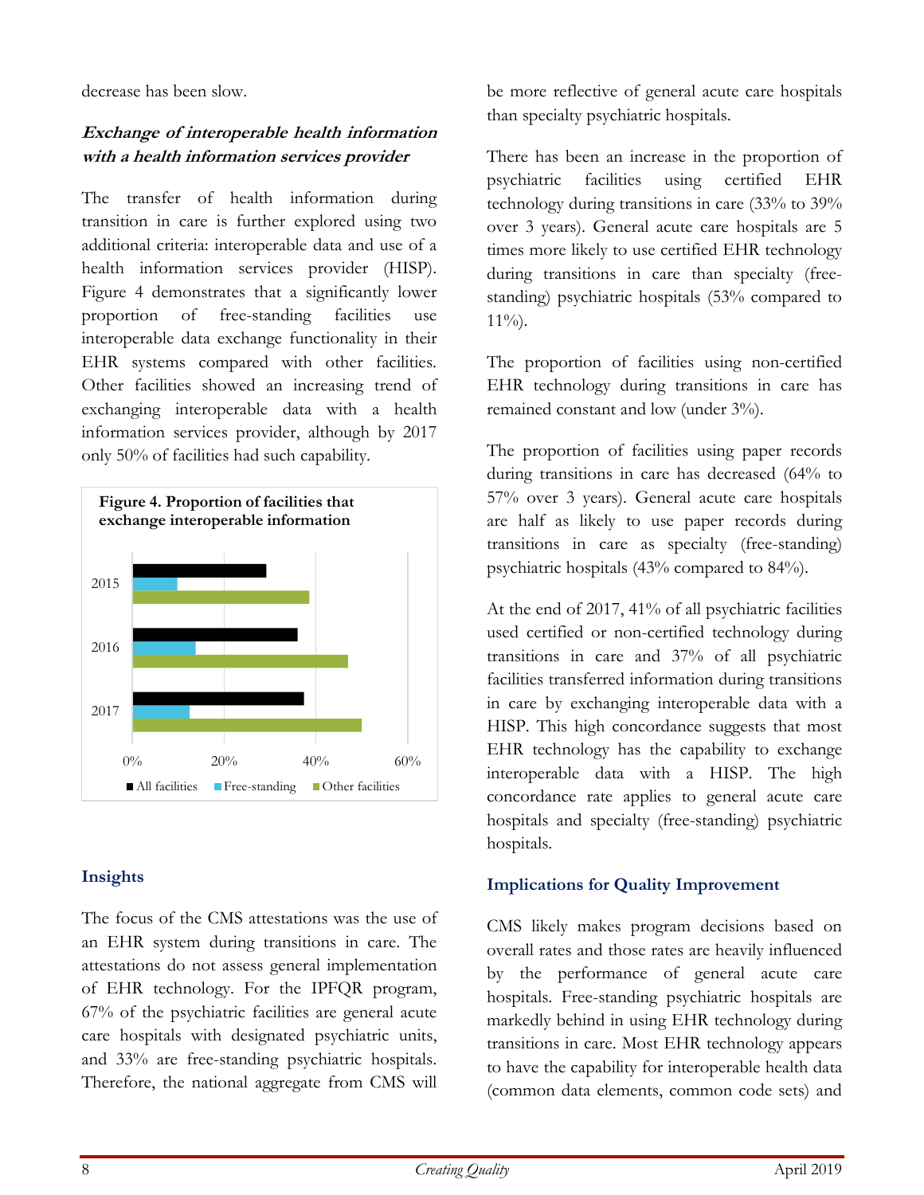decrease has been slow.

### *Exchange of interoperable health information with a health information services provider*

The transfer of health information during transition in care is further explored using two additional criteria: interoperable data and use of a health information services provider (HISP). Figure 4 demonstrates that a significantly lower proportion of free-standing facilities use interoperable data exchange functionality in their EHR systems compared with other facilities. Other facilities showed an increasing trend of exchanging interoperable data with a health information services provider, although by 2017 only 50% of facilities had such capability.

**Figure 4. Proportion of facilities that exchange interoperable information**

■ All facilities ■ Free-standing ■ Other facilities

## Insights

The focus of the CMS attestations was the use of an EHR system during transitions in care. The attestations do not assess general implementation of EHR technology. For the IPFQR program, 67% of the psychiatric facilities are general acute care hospitals with designated psychiatric units, and 33% are free-standing psychiatric hospitals. Therefore, the national aggregate from CMS will be more reflective of general acute care hospitals than specialty psychiatric hospitals.

There has been an increase in the proportion of psychiatric facilities using certified EHR technology during transitions in care (33% to 39% over 3 years). General acute care hospitals are 5 times more likely to use certified EHR technology during transitions in care than specialty (free-standing) psychiatric hospitals (53% compared to 11%).

The proportion of facilities using non-certified EHR technology during transitions in care has remained constant and low (under 3%).

The proportion of facilities using paper records during transitions in care has decreased (64% to 57% over 3 years). General acute care hospitals are half as likely to use paper records during transitions in care as specialty (free-standing) psychiatric hospitals (43% compared to 84%).

At the end of 2017, 41% of all psychiatric facilities used certified or non-certified technology during transitions in care and 37% of all psychiatric facilities transferred information during transitions in care by exchanging interoperable data with a HISP. This high concordance suggests that most EHR technology has the capability to exchange interoperable data with a HISP. The high concordance rate applies to general acute care hospitals and specialty (free-standing) psychiatric hospitals.

## Implications for Quality Improvement

CMS likely makes program decisions based on overall rates and those rates are heavily influenced by the performance of general acute care hospitals. Free-standing psychiatric hospitals are markedly behind in using EHR technology during transitions in care. Most EHR technology appears to have the capability for interoperable health data (common data elements, common code sets) and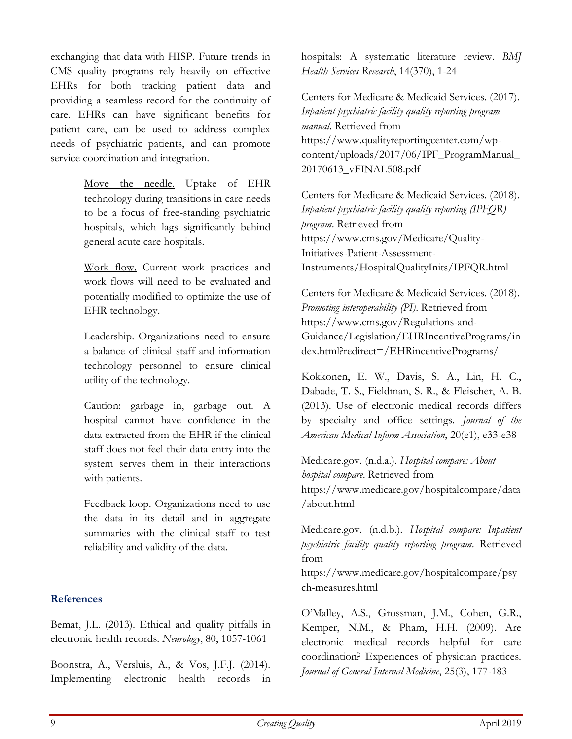exchanging that data with HISP. Future trends in CMS quality programs rely heavily on effective EHRs for both tracking patient data and providing a seamless record for the continuity of care. EHRs can have significant benefits for patient care, can be used to address complex needs of psychiatric patients, and can promote service coordination and integration.

> Move the needle. Uptake of EHR technology during transitions in care needs to be a focus of free-standing psychiatric hospitals, which lags significantly behind general acute care hospitals.
>
> Work flow. Current work practices and work flows will need to be evaluated and potentially modified to optimize the use of EHR technology.
>
> Leadership. Organizations need to ensure a balance of clinical staff and information technology personnel to ensure clinical utility of the technology.
>
> Caution: garbage in, garbage out. A hospital cannot have confidence in the data extracted from the EHR if the clinical staff does not feel their data entry into the system serves them in their interactions with patients.
>
> Feedback loop. Organizations need to use the data in its detail and in aggregate summaries with the clinical staff to test reliability and validity of the data.

## References

Bemat, J.L. (2013). Ethical and quality pitfalls in electronic health records. *Neurology*, 80, 1057-1061

Boonstra, A., Versluis, A., & Vos, J.F.J. (2014). Implementing electronic health records in hospitals: A systematic literature review. *BMJ Health Services Research*, 14(370), 1-24

Centers for Medicare & Medicaid Services. (2017). *Inpatient psychiatric facility quality reporting program manual*. Retrieved from https://www.qualityreportingcenter.com/wp-content/uploads/2017/06/IPF_ProgramManual_20170613_vFINAL508.pdf

Centers for Medicare & Medicaid Services. (2018). *Inpatient psychiatric facility quality reporting (IPFQR) program*. Retrieved from https://www.cms.gov/Medicare/Quality-Initiatives-Patient-Assessment-Instruments/HospitalQualityInits/IPFQR.html

Centers for Medicare & Medicaid Services. (2018). *Promoting interoperability (PI)*. Retrieved from https://www.cms.gov/Regulations-and-Guidance/Legislation/EHRIncentivePrograms/index.html?redirect=/EHRincentivePrograms/

Kokkonen, E. W., Davis, S. A., Lin, H. C., Dabade, T. S., Fieldman, S. R., & Fleischer, A. B. (2013). Use of electronic medical records differs by specialty and office settings. *Journal of the American Medical Inform Association*, 20(e1), e33-e38

Medicare.gov. (n.d.a.). *Hospital compare: About hospital compare*. Retrieved from https://www.medicare.gov/hospitalcompare/data/about.html

Medicare.gov. (n.d.b.). *Hospital compare: Inpatient psychiatric facility quality reporting program*. Retrieved from https://www.medicare.gov/hospitalcompare/psych-measures.html

O'Malley, A.S., Grossman, J.M., Cohen, G.R., Kemper, N.M., & Pham, H.H. (2009). Are electronic medical records helpful for care coordination? Experiences of physician practices. *Journal of General Internal Medicine*, 25(3), 177-183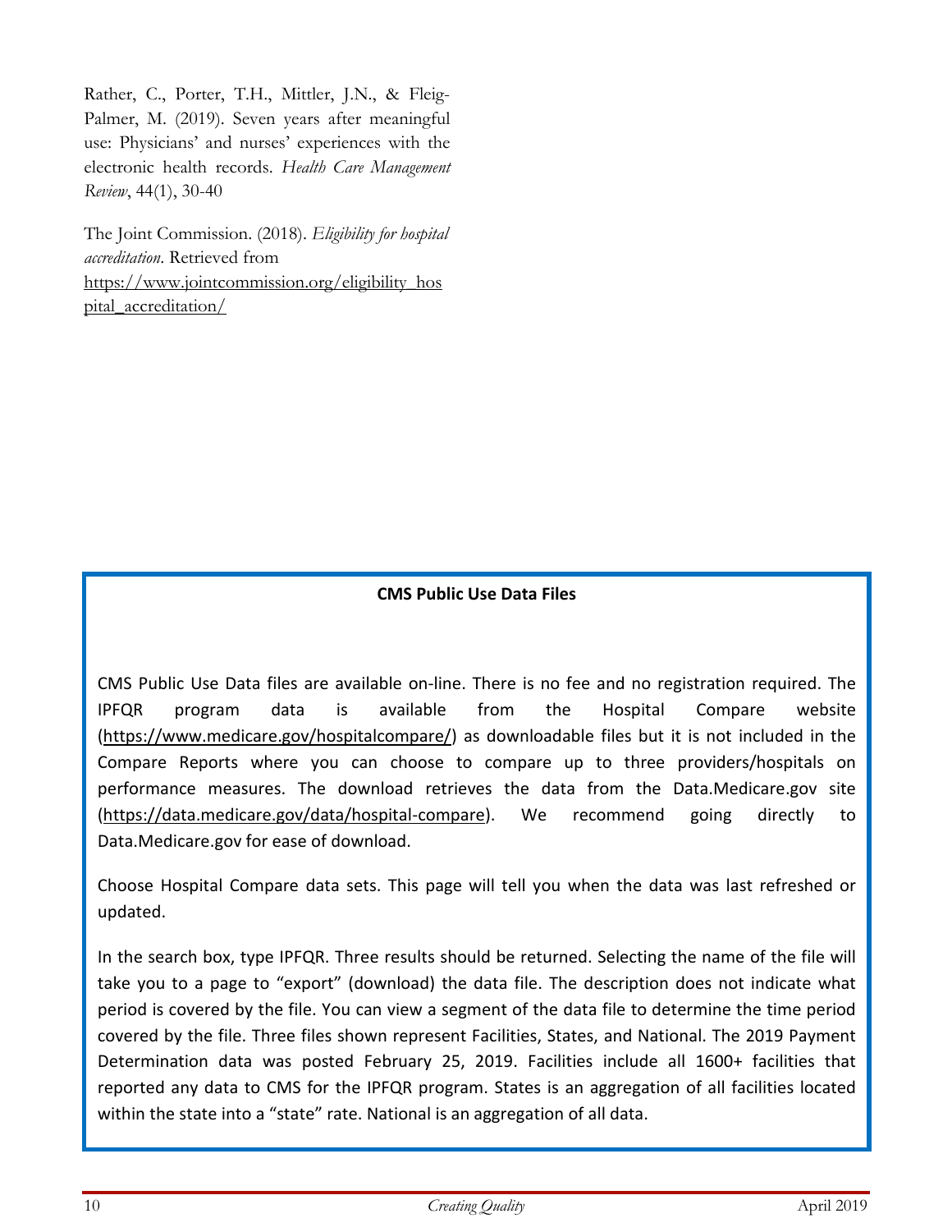Rather, C., Porter, T.H., Mittler, J.N., & Fleig-Palmer, M. (2019). Seven years after meaningful use: Physicians' and nurses' experiences with the electronic health records. *Health Care Management Review*, 44(1), 30-40

The Joint Commission. (2018). *Eligibility for hospital accreditation*. Retrieved from https://www.jointcommission.org/eligibility_hospital_accreditation/

## CMS Public Use Data Files

CMS Public Use Data files are available on-line. There is no fee and no registration required. The IPFQR program data is available from the Hospital Compare website (https://www.medicare.gov/hospitalcompare/) as downloadable files but it is not included in the Compare Reports where you can choose to compare up to three providers/hospitals on performance measures. The download retrieves the data from the Data.Medicare.gov site (https://data.medicare.gov/data/hospital-compare). We recommend going directly to Data.Medicare.gov for ease of download.

Choose Hospital Compare data sets. This page will tell you when the data was last refreshed or updated.

In the search box, type IPFQR. Three results should be returned. Selecting the name of the file will take you to a page to "export" (download) the data file. The description does not indicate what period is covered by the file. You can view a segment of the data file to determine the time period covered by the file. Three files shown represent Facilities, States, and National. The 2019 Payment Determination data was posted February 25, 2019. Facilities include all 1600+ facilities that reported any data to CMS for the IPFQR program. States is an aggregation of all facilities located within the state into a "state" rate. National is an aggregation of all data.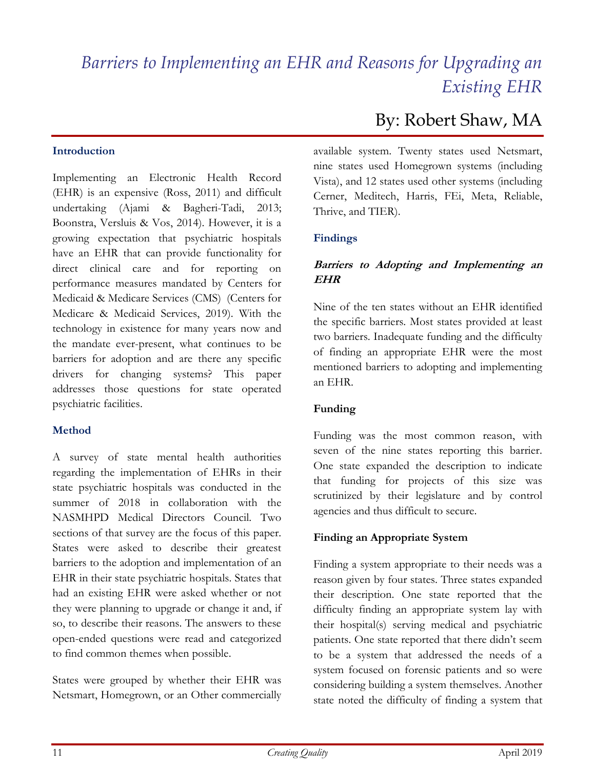# *Barriers to Implementing an EHR and Reasons for Upgrading an Existing EHR*

## By: Robert Shaw, MA

### Introduction

Implementing an Electronic Health Record (EHR) is an expensive (Ross, 2011) and difficult undertaking (Ajami & Bagheri-Tadi, 2013; Boonstra, Versluis & Vos, 2014). However, it is a growing expectation that psychiatric hospitals have an EHR that can provide functionality for direct clinical care and for reporting on performance measures mandated by Centers for Medicaid & Medicare Services (CMS) (Centers for Medicare & Medicaid Services, 2019). With the technology in existence for many years now and the mandate ever-present, what continues to be barriers for adoption and are there any specific drivers for changing systems? This paper addresses those questions for state operated psychiatric facilities.

### Method

A survey of state mental health authorities regarding the implementation of EHRs in their state psychiatric hospitals was conducted in the summer of 2018 in collaboration with the NASMHPD Medical Directors Council. Two sections of that survey are the focus of this paper. States were asked to describe their greatest barriers to the adoption and implementation of an EHR in their state psychiatric hospitals. States that had an existing EHR were asked whether or not they were planning to upgrade or change it and, if so, to describe their reasons. The answers to these open-ended questions were read and categorized to find common themes when possible.

States were grouped by whether their EHR was Netsmart, Homegrown, or an Other commercially available system. Twenty states used Netsmart, nine states used Homegrown systems (including Vista), and 12 states used other systems (including Cerner, Meditech, Harris, FEi, Meta, Reliable, Thrive, and TIER).

### Findings

#### *Barriers to Adopting and Implementing an EHR*

Nine of the ten states without an EHR identified the specific barriers. Most states provided at least two barriers. Inadequate funding and the difficulty of finding an appropriate EHR were the most mentioned barriers to adopting and implementing an EHR.

#### Funding

Funding was the most common reason, with seven of the nine states reporting this barrier. One state expanded the description to indicate that funding for projects of this size was scrutinized by their legislature and by control agencies and thus difficult to secure.

#### Finding an Appropriate System

Finding a system appropriate to their needs was a reason given by four states. Three states expanded their description. One state reported that the difficulty finding an appropriate system lay with their hospital(s) serving medical and psychiatric patients. One state reported that there didn't seem to be a system that addressed the needs of a system focused on forensic patients and so were considering building a system themselves. Another state noted the difficulty of finding a system that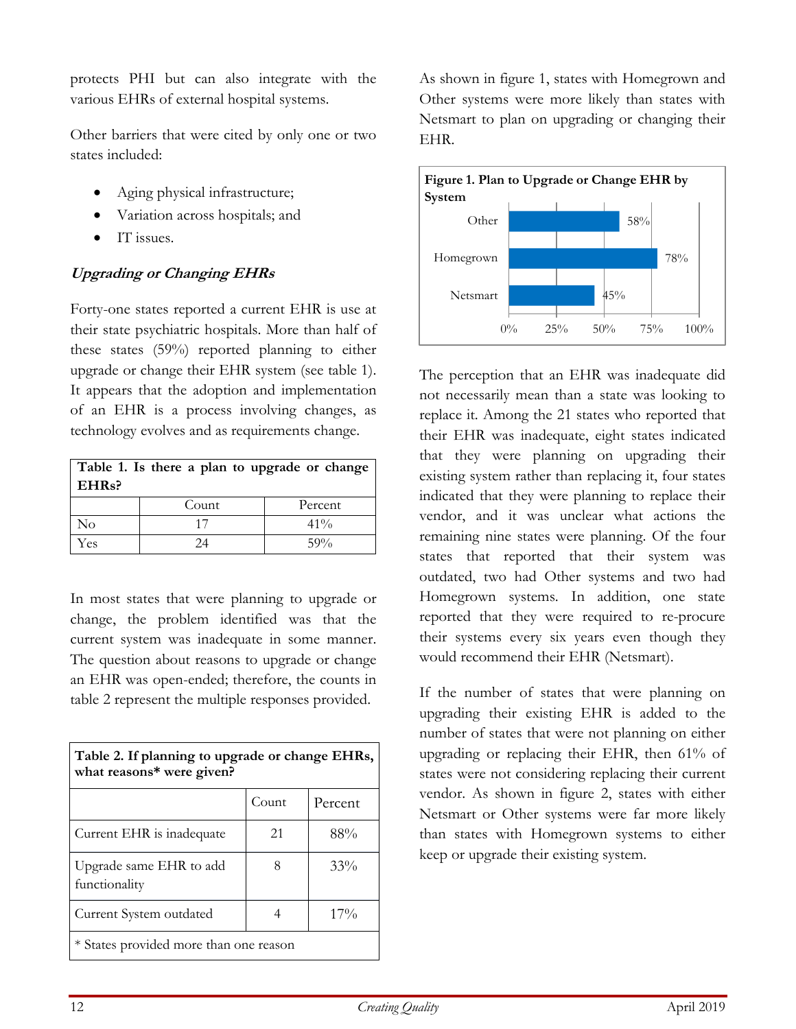protects PHI but can also integrate with the various EHRs of external hospital systems.

Other barriers that were cited by only one or two states included:

- Aging physical infrastructure;
- Variation across hospitals; and
- IT issues.

### *Upgrading or Changing EHRs*

Forty-one states reported a current EHR is use at their state psychiatric hospitals. More than half of these states (59%) reported planning to either upgrade or change their EHR system (see table 1). It appears that the adoption and implementation of an EHR is a process involving changes, as technology evolves and as requirements change.

| Table 1. Is there a plan to upgrade or change EHRs? | | |
|---|---|---|
| | Count | Percent |
| No | 17 | 41% |
| Yes | 24 | 59% |

In most states that were planning to upgrade or change, the problem identified was that the current system was inadequate in some manner. The question about reasons to upgrade or change an EHR was open-ended; therefore, the counts in table 2 represent the multiple responses provided.

| Table 2. If planning to upgrade or change EHRs, what reasons* were given? | | |
|---|---|---|
| | Count | Percent |
| Current EHR is inadequate | 21 | 88% |
| Upgrade same EHR to add functionality | 8 | 33% |
| Current System outdated | 4 | 17% |
| * States provided more than one reason | | |

As shown in figure 1, states with Homegrown and Other systems were more likely than states with Netsmart to plan on upgrading or changing their EHR.

**Figure 1. Plan to Upgrade or Change EHR by System**

| System | Percent |
|---|---|
| Other | 58% |
| Homegrown | 78% |
| Netsmart | 45% |

The perception that an EHR was inadequate did not necessarily mean than a state was looking to replace it. Among the 21 states who reported that their EHR was inadequate, eight states indicated that they were planning on upgrading their existing system rather than replacing it, four states indicated that they were planning to replace their vendor, and it was unclear what actions the remaining nine states were planning. Of the four states that reported that their system was outdated, two had Other systems and two had Homegrown systems. In addition, one state reported that they were required to re-procure their systems every six years even though they would recommend their EHR (Netsmart).

If the number of states that were planning on upgrading their existing EHR is added to the number of states that were not planning on either upgrading or replacing their EHR, then 61% of states were not considering replacing their current vendor. As shown in figure 2, states with either Netsmart or Other systems were far more likely than states with Homegrown systems to either keep or upgrade their existing system.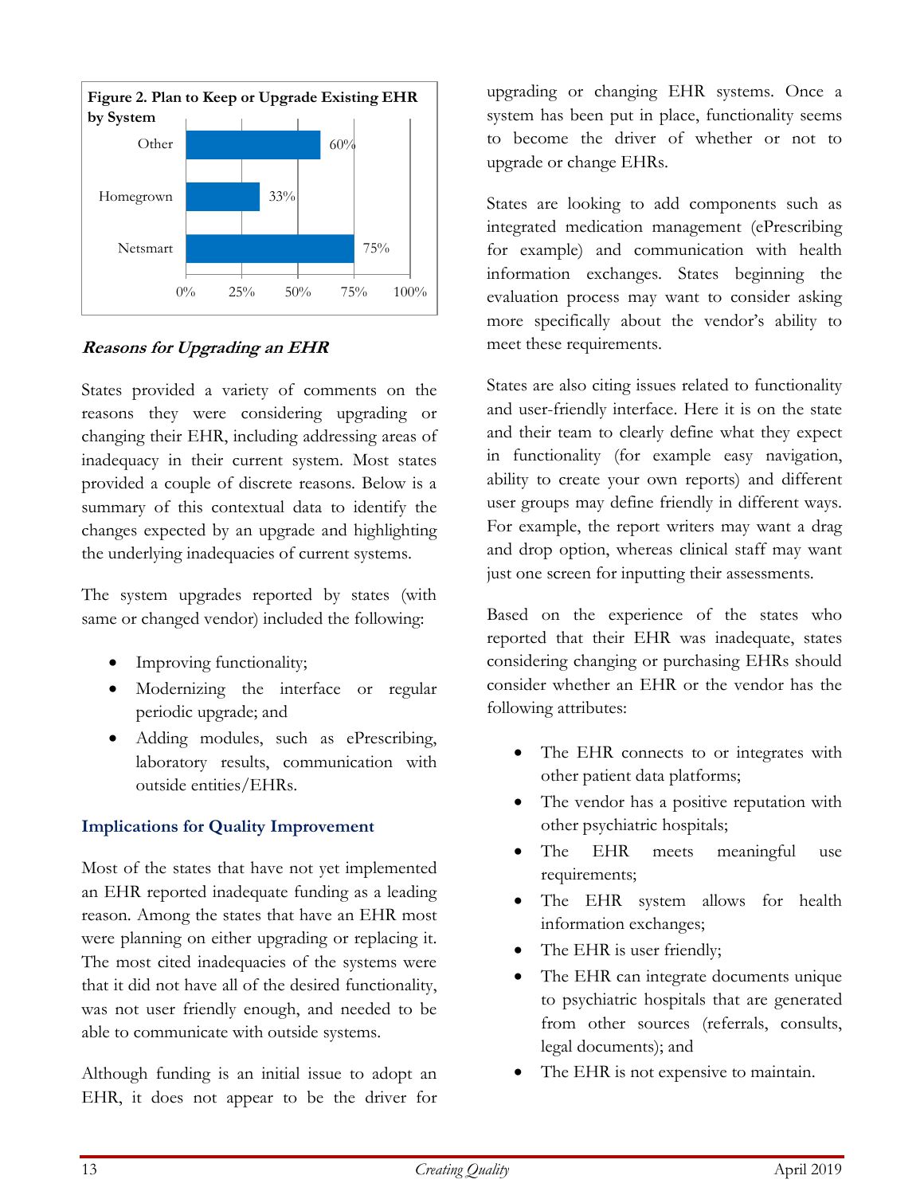**Figure 2. Plan to Keep or Upgrade Existing EHR by System**

| System | Percent |
|---|---|
| Other | 60% |
| Homegrown | 33% |
| Netsmart | 75% |

***Reasons for Upgrading an EHR***

States provided a variety of comments on the reasons they were considering upgrading or changing their EHR, including addressing areas of inadequacy in their current system. Most states provided a couple of discrete reasons. Below is a summary of this contextual data to identify the changes expected by an upgrade and highlighting the underlying inadequacies of current systems.

The system upgrades reported by states (with same or changed vendor) included the following:

- Improving functionality;
- Modernizing the interface or regular periodic upgrade; and
- Adding modules, such as ePrescribing, laboratory results, communication with outside entities/EHRs.

## Implications for Quality Improvement

Most of the states that have not yet implemented an EHR reported inadequate funding as a leading reason. Among the states that have an EHR most were planning on either upgrading or replacing it. The most cited inadequacies of the systems were that it did not have all of the desired functionality, was not user friendly enough, and needed to be able to communicate with outside systems.

Although funding is an initial issue to adopt an EHR, it does not appear to be the driver for upgrading or changing EHR systems. Once a system has been put in place, functionality seems to become the driver of whether or not to upgrade or change EHRs.

States are looking to add components such as integrated medication management (ePrescribing for example) and communication with health information exchanges. States beginning the evaluation process may want to consider asking more specifically about the vendor's ability to meet these requirements.

States are also citing issues related to functionality and user-friendly interface. Here it is on the state and their team to clearly define what they expect in functionality (for example easy navigation, ability to create your own reports) and different user groups may define friendly in different ways. For example, the report writers may want a drag and drop option, whereas clinical staff may want just one screen for inputting their assessments.

Based on the experience of the states who reported that their EHR was inadequate, states considering changing or purchasing EHRs should consider whether an EHR or the vendor has the following attributes:

- The EHR connects to or integrates with other patient data platforms;
- The vendor has a positive reputation with other psychiatric hospitals;
- The EHR meets meaningful use requirements;
- The EHR system allows for health information exchanges;
- The EHR is user friendly;
- The EHR can integrate documents unique to psychiatric hospitals that are generated from other sources (referrals, consults, legal documents); and
- The EHR is not expensive to maintain.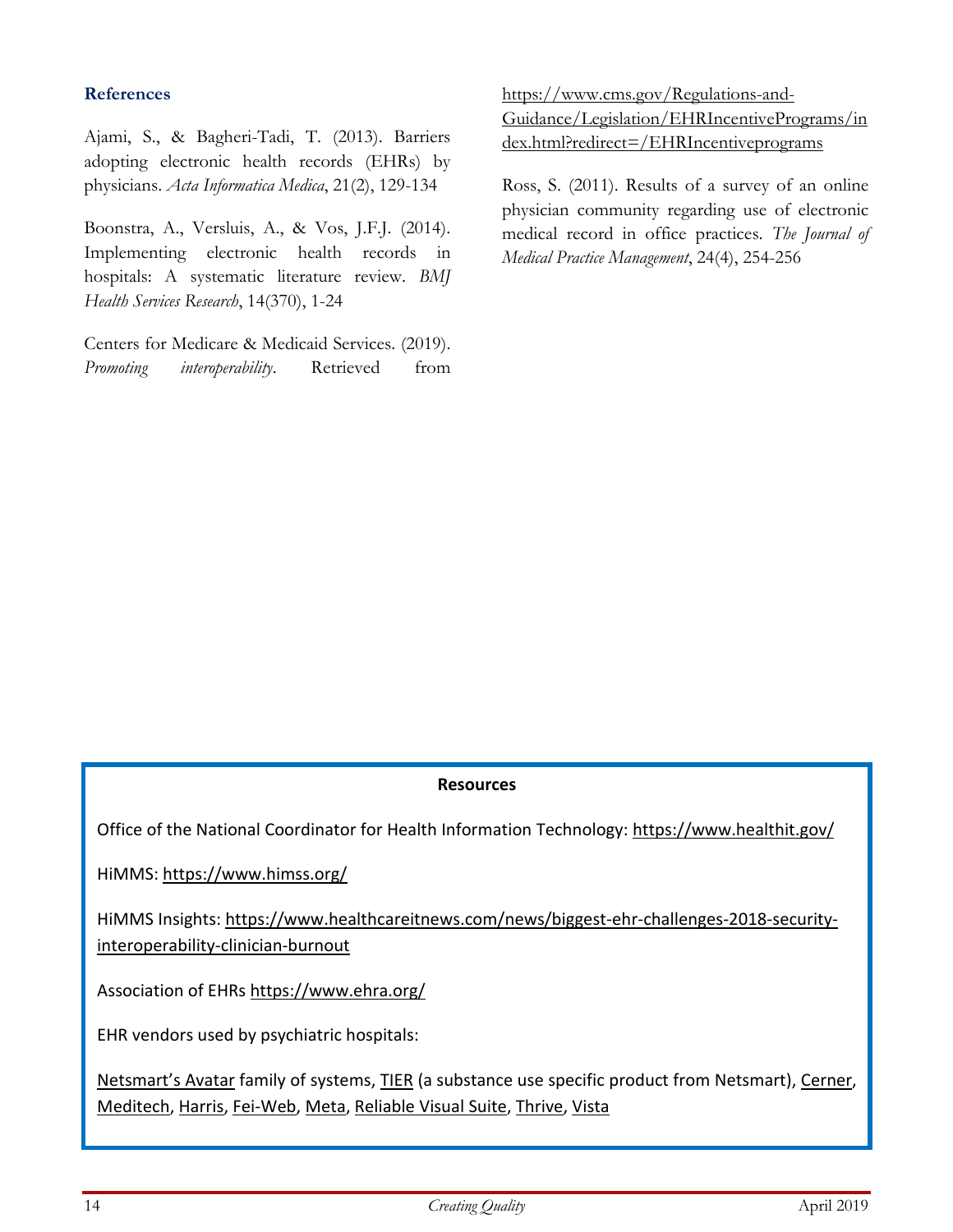### References

Ajami, S., & Bagheri-Tadi, T. (2013). Barriers adopting electronic health records (EHRs) by physicians. *Acta Informatica Medica*, 21(2), 129-134

Boonstra, A., Versluis, A., & Vos, J.F.J. (2014). Implementing electronic health records in hospitals: A systematic literature review. *BMJ Health Services Research*, 14(370), 1-24

Centers for Medicare & Medicaid Services. (2019). *Promoting interoperability*. Retrieved from https://www.cms.gov/Regulations-and-Guidance/Legislation/EHRIncentivePrograms/index.html?redirect=/EHRIncentiveprograms

Ross, S. (2011). Results of a survey of an online physician community regarding use of electronic medical record in office practices. *The Journal of Medical Practice Management*, 24(4), 254-256

**Resources**

Office of the National Coordinator for Health Information Technology: https://www.healthit.gov/

HiMMS: https://www.himss.org/

HiMMS Insights: https://www.healthcareitnews.com/news/biggest-ehr-challenges-2018-security-interoperability-clinician-burnout

Association of EHRs https://www.ehra.org/

EHR vendors used by psychiatric hospitals:

Netsmart's Avatar family of systems, TIER (a substance use specific product from Netsmart), Cerner, Meditech, Harris, Fei-Web, Meta, Reliable Visual Suite, Thrive, Vista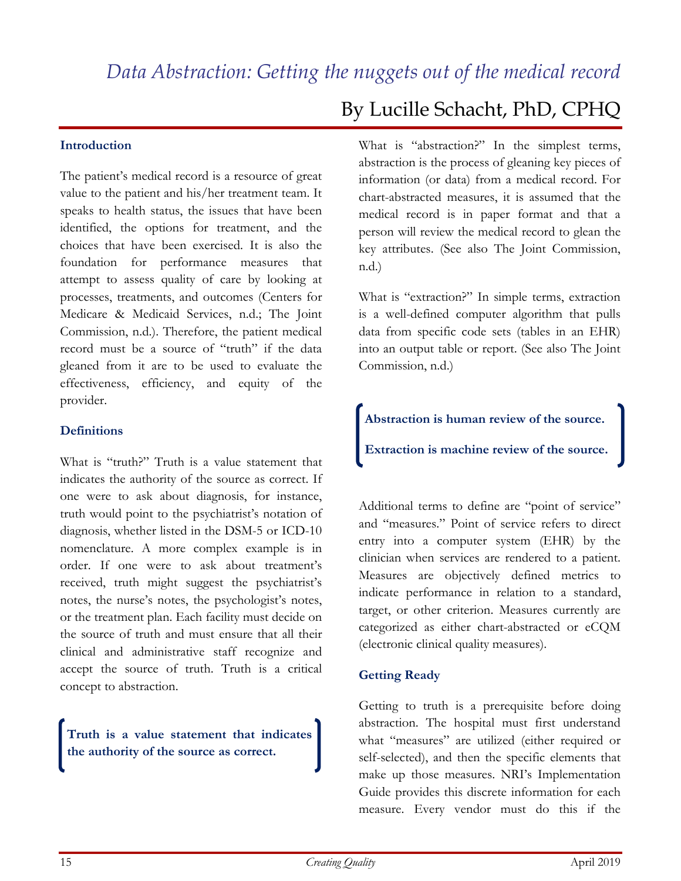# *Data Abstraction: Getting the nuggets out of the medical record*

## By Lucille Schacht, PhD, CPHQ

### Introduction

The patient's medical record is a resource of great value to the patient and his/her treatment team. It speaks to health status, the issues that have been identified, the options for treatment, and the choices that have been exercised. It is also the foundation for performance measures that attempt to assess quality of care by looking at processes, treatments, and outcomes (Centers for Medicare & Medicaid Services, n.d.; The Joint Commission, n.d.). Therefore, the patient medical record must be a source of "truth" if the data gleaned from it are to be used to evaluate the effectiveness, efficiency, and equity of the provider.

### Definitions

What is "truth?" Truth is a value statement that indicates the authority of the source as correct. If one were to ask about diagnosis, for instance, truth would point to the psychiatrist's notation of diagnosis, whether listed in the DSM-5 or ICD-10 nomenclature. A more complex example is in order. If one were to ask about treatment's received, truth might suggest the psychiatrist's notes, the nurse's notes, the psychologist's notes, or the treatment plan. Each facility must decide on the source of truth and must ensure that all their clinical and administrative staff recognize and accept the source of truth. Truth is a critical concept to abstraction.

**Truth is a value statement that indicates the authority of the source as correct.**

What is "abstraction?" In the simplest terms, abstraction is the process of gleaning key pieces of information (or data) from a medical record. For chart-abstracted measures, it is assumed that the medical record is in paper format and that a person will review the medical record to glean the key attributes. (See also The Joint Commission, n.d.)

What is "extraction?" In simple terms, extraction is a well-defined computer algorithm that pulls data from specific code sets (tables in an EHR) into an output table or report. (See also The Joint Commission, n.d.)

**Abstraction is human review of the source.**

**Extraction is machine review of the source.**

Additional terms to define are "point of service" and "measures." Point of service refers to direct entry into a computer system (EHR) by the clinician when services are rendered to a patient. Measures are objectively defined metrics to indicate performance in relation to a standard, target, or other criterion. Measures currently are categorized as either chart-abstracted or eCQM (electronic clinical quality measures).

### Getting Ready

Getting to truth is a prerequisite before doing abstraction. The hospital must first understand what "measures" are utilized (either required or self-selected), and then the specific elements that make up those measures. NRI's Implementation Guide provides this discrete information for each measure. Every vendor must do this if the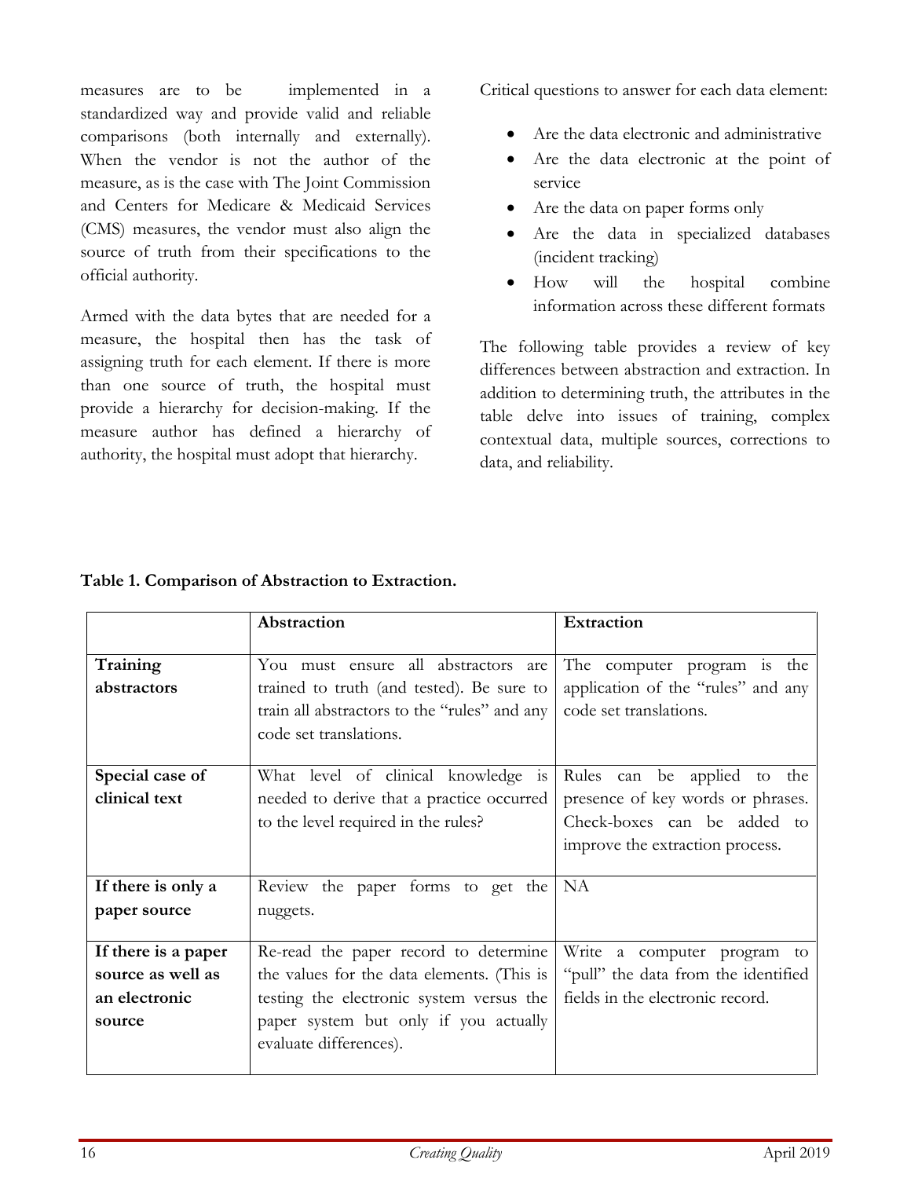measures are to be implemented in a standardized way and provide valid and reliable comparisons (both internally and externally). When the vendor is not the author of the measure, as is the case with The Joint Commission and Centers for Medicare & Medicaid Services (CMS) measures, the vendor must also align the source of truth from their specifications to the official authority.

Armed with the data bytes that are needed for a measure, the hospital then has the task of assigning truth for each element. If there is more than one source of truth, the hospital must provide a hierarchy for decision-making. If the measure author has defined a hierarchy of authority, the hospital must adopt that hierarchy.

Critical questions to answer for each data element:

- Are the data electronic and administrative
- Are the data electronic at the point of service
- Are the data on paper forms only
- Are the data in specialized databases (incident tracking)
- How will the hospital combine information across these different formats

The following table provides a review of key differences between abstraction and extraction. In addition to determining truth, the attributes in the table delve into issues of training, complex contextual data, multiple sources, corrections to data, and reliability.

**Table 1. Comparison of Abstraction to Extraction.**

| | **Abstraction** | **Extraction** |
|---|---|---|
| **Training abstractors** | You must ensure all abstractors are trained to truth (and tested). Be sure to train all abstractors to the "rules" and any code set translations. | The computer program is the application of the "rules" and any code set translations. |
| **Special case of clinical text** | What level of clinical knowledge is needed to derive that a practice occurred to the level required in the rules? | Rules can be applied to the presence of key words or phrases. Check-boxes can be added to improve the extraction process. |
| **If there is only a paper source** | Review the paper forms to get the nuggets. | NA |
| **If there is a paper source as well as an electronic source** | Re-read the paper record to determine the values for the data elements. (This is testing the electronic system versus the paper system but only if you actually evaluate differences). | Write a computer program to "pull" the data from the identified fields in the electronic record. |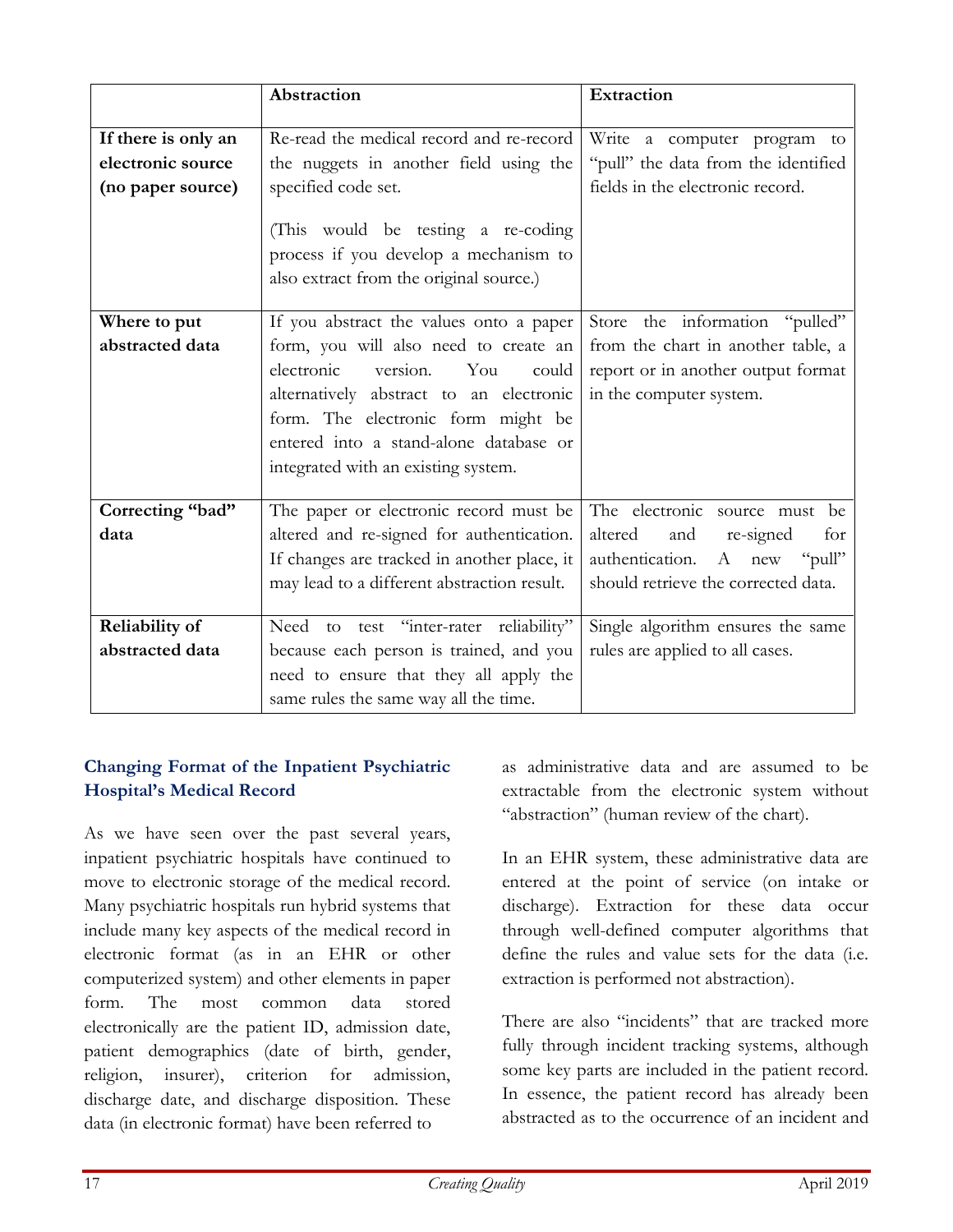| | Abstraction | Extraction |
|---|---|---|
| **If there is only an electronic source (no paper source)** | Re-read the medical record and re-record the nuggets in another field using the specified code set. (This would be testing a re-coding process if you develop a mechanism to also extract from the original source.) | Write a computer program to "pull" the data from the identified fields in the electronic record. |
| **Where to put abstracted data** | If you abstract the values onto a paper form, you will also need to create an electronic version. You could alternatively abstract to an electronic form. The electronic form might be entered into a stand-alone database or integrated with an existing system. | Store the information "pulled" from the chart in another table, a report or in another output format in the computer system. |
| **Correcting "bad" data** | The paper or electronic record must be altered and re-signed for authentication. If changes are tracked in another place, it may lead to a different abstraction result. | The electronic source must be altered and re-signed for authentication. A new "pull" should retrieve the corrected data. |
| **Reliability of abstracted data** | Need to test "inter-rater reliability" because each person is trained, and you need to ensure that they all apply the same rules the same way all the time. | Single algorithm ensures the same rules are applied to all cases. |

## Changing Format of the Inpatient Psychiatric Hospital's Medical Record

As we have seen over the past several years, inpatient psychiatric hospitals have continued to move to electronic storage of the medical record. Many psychiatric hospitals run hybrid systems that include many key aspects of the medical record in electronic format (as in an EHR or other computerized system) and other elements in paper form. The most common data stored electronically are the patient ID, admission date, patient demographics (date of birth, gender, religion, insurer), criterion for admission, discharge date, and discharge disposition. These data (in electronic format) have been referred to as administrative data and are assumed to be extractable from the electronic system without "abstraction" (human review of the chart).

In an EHR system, these administrative data are entered at the point of service (on intake or discharge). Extraction for these data occur through well-defined computer algorithms that define the rules and value sets for the data (i.e. extraction is performed not abstraction).

There are also "incidents" that are tracked more fully through incident tracking systems, although some key parts are included in the patient record. In essence, the patient record has already been abstracted as to the occurrence of an incident and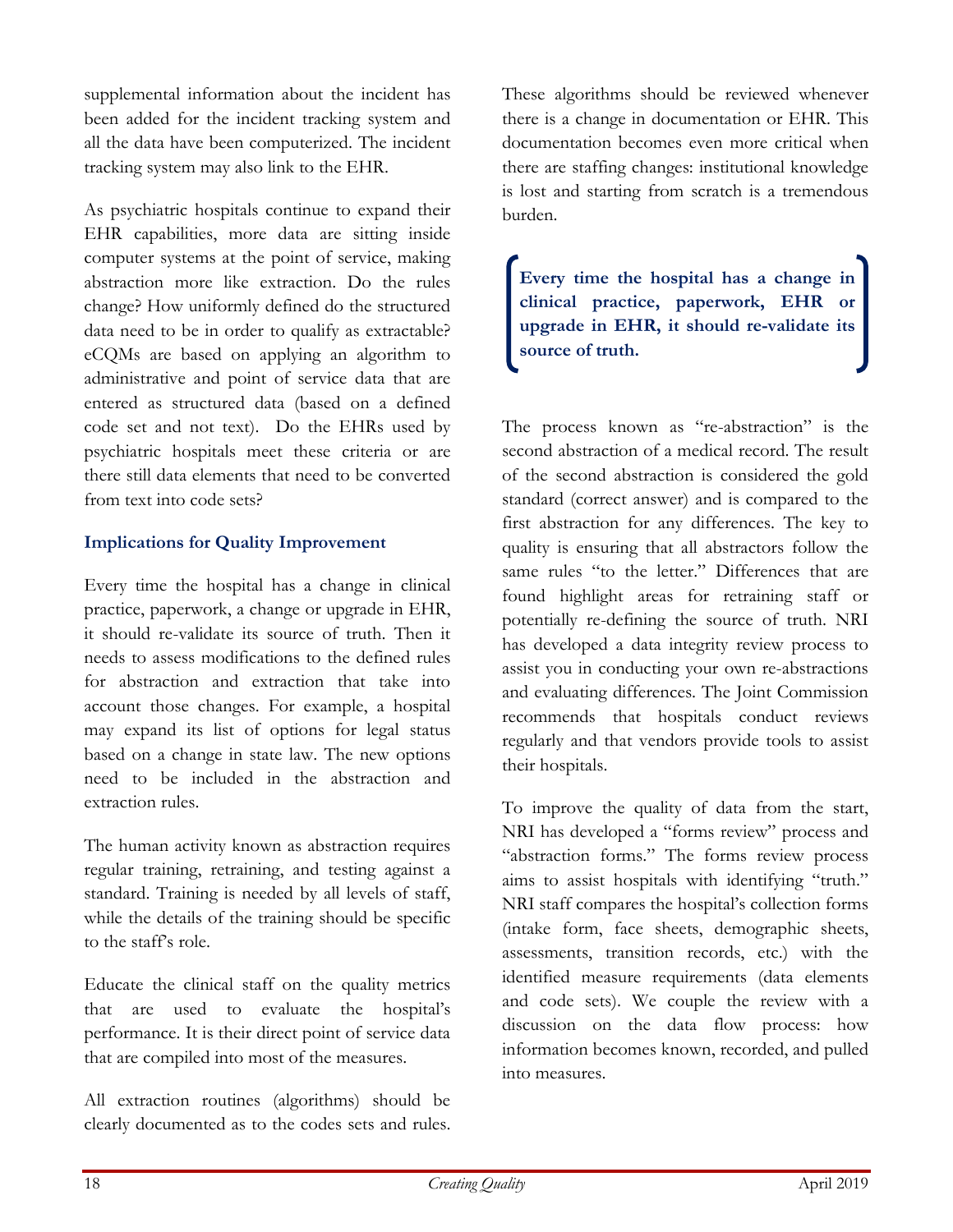supplemental information about the incident has been added for the incident tracking system and all the data have been computerized. The incident tracking system may also link to the EHR.

As psychiatric hospitals continue to expand their EHR capabilities, more data are sitting inside computer systems at the point of service, making abstraction more like extraction. Do the rules change? How uniformly defined do the structured data need to be in order to qualify as extractable? eCQMs are based on applying an algorithm to administrative and point of service data that are entered as structured data (based on a defined code set and not text). Do the EHRs used by psychiatric hospitals meet these criteria or are there still data elements that need to be converted from text into code sets?

### Implications for Quality Improvement

Every time the hospital has a change in clinical practice, paperwork, a change or upgrade in EHR, it should re-validate its source of truth. Then it needs to assess modifications to the defined rules for abstraction and extraction that take into account those changes. For example, a hospital may expand its list of options for legal status based on a change in state law. The new options need to be included in the abstraction and extraction rules.

The human activity known as abstraction requires regular training, retraining, and testing against a standard. Training is needed by all levels of staff, while the details of the training should be specific to the staff's role.

Educate the clinical staff on the quality metrics that are used to evaluate the hospital's performance. It is their direct point of service data that are compiled into most of the measures.

All extraction routines (algorithms) should be clearly documented as to the codes sets and rules. These algorithms should be reviewed whenever there is a change in documentation or EHR. This documentation becomes even more critical when there are staffing changes: institutional knowledge is lost and starting from scratch is a tremendous burden.

> **Every time the hospital has a change in clinical practice, paperwork, EHR or upgrade in EHR, it should re-validate its source of truth.**

The process known as "re-abstraction" is the second abstraction of a medical record. The result of the second abstraction is considered the gold standard (correct answer) and is compared to the first abstraction for any differences. The key to quality is ensuring that all abstractors follow the same rules "to the letter." Differences that are found highlight areas for retraining staff or potentially re-defining the source of truth. NRI has developed a data integrity review process to assist you in conducting your own re-abstractions and evaluating differences. The Joint Commission recommends that hospitals conduct reviews regularly and that vendors provide tools to assist their hospitals.

To improve the quality of data from the start, NRI has developed a "forms review" process and "abstraction forms." The forms review process aims to assist hospitals with identifying "truth." NRI staff compares the hospital's collection forms (intake form, face sheets, demographic sheets, assessments, transition records, etc.) with the identified measure requirements (data elements and code sets). We couple the review with a discussion on the data flow process: how information becomes known, recorded, and pulled into measures.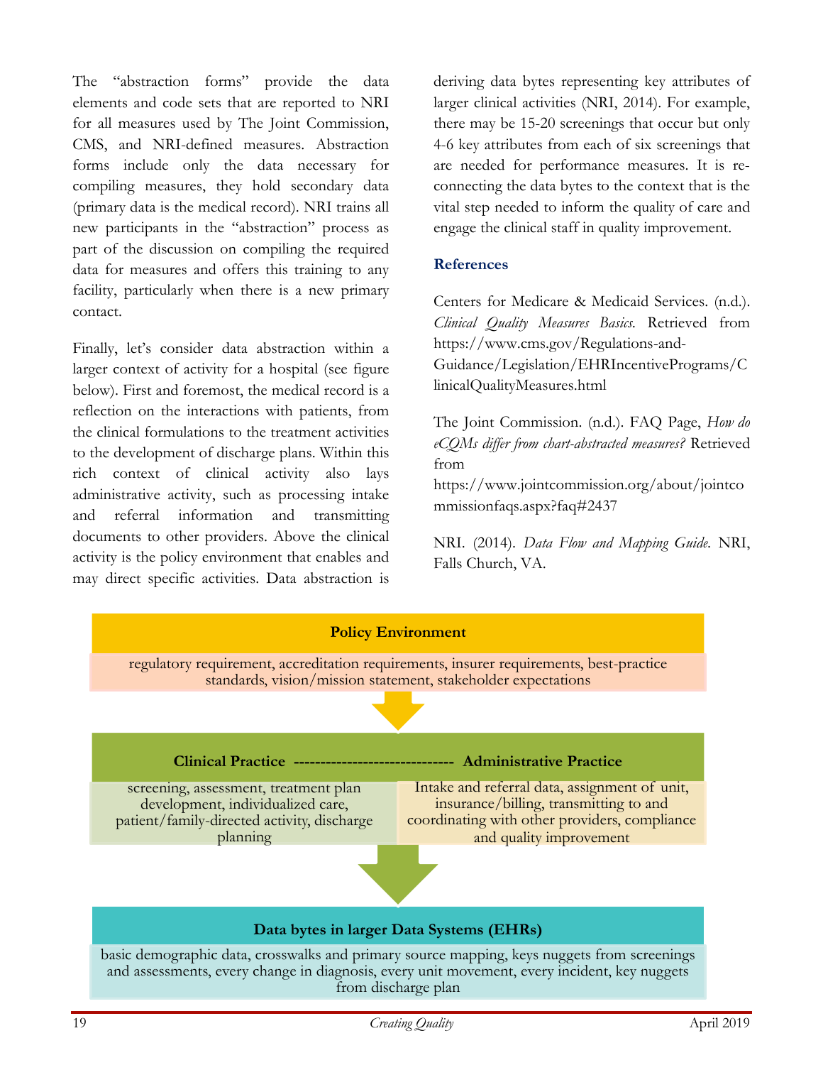The "abstraction forms" provide the data elements and code sets that are reported to NRI for all measures used by The Joint Commission, CMS, and NRI-defined measures. Abstraction forms include only the data necessary for compiling measures, they hold secondary data (primary data is the medical record). NRI trains all new participants in the "abstraction" process as part of the discussion on compiling the required data for measures and offers this training to any facility, particularly when there is a new primary contact.

Finally, let's consider data abstraction within a larger context of activity for a hospital (see figure below). First and foremost, the medical record is a reflection on the interactions with patients, from the clinical formulations to the treatment activities to the development of discharge plans. Within this rich context of clinical activity also lays administrative activity, such as processing intake and referral information and transmitting documents to other providers. Above the clinical activity is the policy environment that enables and may direct specific activities. Data abstraction is deriving data bytes representing key attributes of larger clinical activities (NRI, 2014). For example, there may be 15-20 screenings that occur but only 4-6 key attributes from each of six screenings that are needed for performance measures. It is re-connecting the data bytes to the context that is the vital step needed to inform the quality of care and engage the clinical staff in quality improvement.

## References

Centers for Medicare & Medicaid Services. (n.d.). *Clinical Quality Measures Basics.* Retrieved from https://www.cms.gov/Regulations-and-Guidance/Legislation/EHRIncentivePrograms/ClinicalQualityMeasures.html

The Joint Commission. (n.d.). FAQ Page, *How do eCQMs differ from chart-abstracted measures?* Retrieved from https://www.jointcommission.org/about/jointcommissionfaqs.aspx?faq#2437

NRI. (2014). *Data Flow and Mapping Guide.* NRI, Falls Church, VA.

**Policy Environment**

regulatory requirement, accreditation requirements, insurer requirements, best-practice standards, vision/mission statement, stakeholder expectations

**Clinical Practice ------------------------------ Administrative Practice**

screening, assessment, treatment plan development, individualized care, patient/family-directed activity, discharge planning

Intake and referral data, assignment of unit, insurance/billing, transmitting to and coordinating with other providers, compliance and quality improvement

**Data bytes in larger Data Systems (EHRs)**

basic demographic data, crosswalks and primary source mapping, keys nuggets from screenings and assessments, every change in diagnosis, every unit movement, every incident, key nuggets from discharge plan